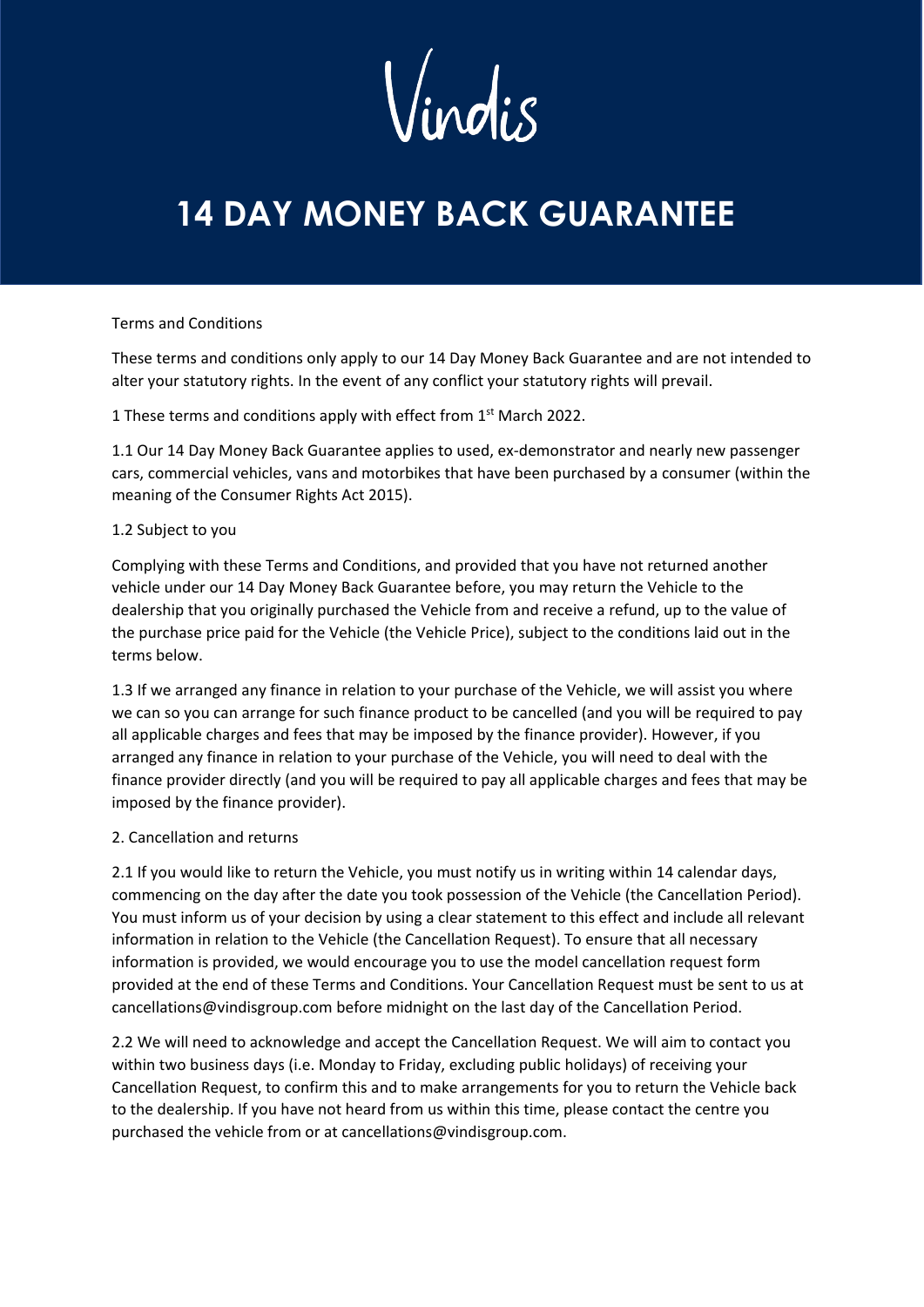Vindis

# 14 DAY MONEY BACK GUARANTEE

Terms and Conditions

These terms and conditions only apply to our 14 Day Money Back Guarantee and are not intended to alter your statutory rights. In the event of any conflict your statutory rights will prevail.

1 These terms and conditions apply with effect from 1st March 2022.

1.1 Our 14 Day Money Back Guarantee applies to used, ex-demonstrator and nearly new passenger cars, commercial vehicles, vans and motorbikes that have been purchased by a consumer (within the meaning of the Consumer Rights Act 2015).

1.2 Subject to you

Complying with these Terms and Conditions, and provided that you have not returned another vehicle under our 14 Day Money Back Guarantee before, you may return the Vehicle to the dealership that you originally purchased the Vehicle from and receive a refund, up to the value of the purchase price paid for the Vehicle (the Vehicle Price), subject to the conditions laid out in the terms below.

1.3 If we arranged any finance in relation to your purchase of the Vehicle, we will assist you where we can so you can arrange for such finance product to be cancelled (and you will be required to pay all applicable charges and fees that may be imposed by the finance provider). However, if you arranged any finance in relation to your purchase of the Vehicle, you will need to deal with the finance provider directly (and you will be required to pay all applicable charges and fees that may be imposed by the finance provider).

2. Cancellation and returns

2.1 If you would like to return the Vehicle, you must notify us in writing within 14 calendar days, commencing on the day after the date you took possession of the Vehicle (the Cancellation Period). You must inform us of your decision by using a clear statement to this effect and include all relevant information in relation to the Vehicle (the Cancellation Request). To ensure that all necessary information is provided, we would encourage you to use the model cancellation request form provided at the end of these Terms and Conditions. Your Cancellation Request must be sent to us at cancellations@vindisgroup.com before midnight on the last day of the Cancellation Period.

2.2 We will need to acknowledge and accept the Cancellation Request. We will aim to contact you within two business days (i.e. Monday to Friday, excluding public holidays) of receiving your Cancellation Request, to confirm this and to make arrangements for you to return the Vehicle back to the dealership. If you have not heard from us within this time, please contact the centre you purchased the vehicle from or at cancellations@vindisgroup.com.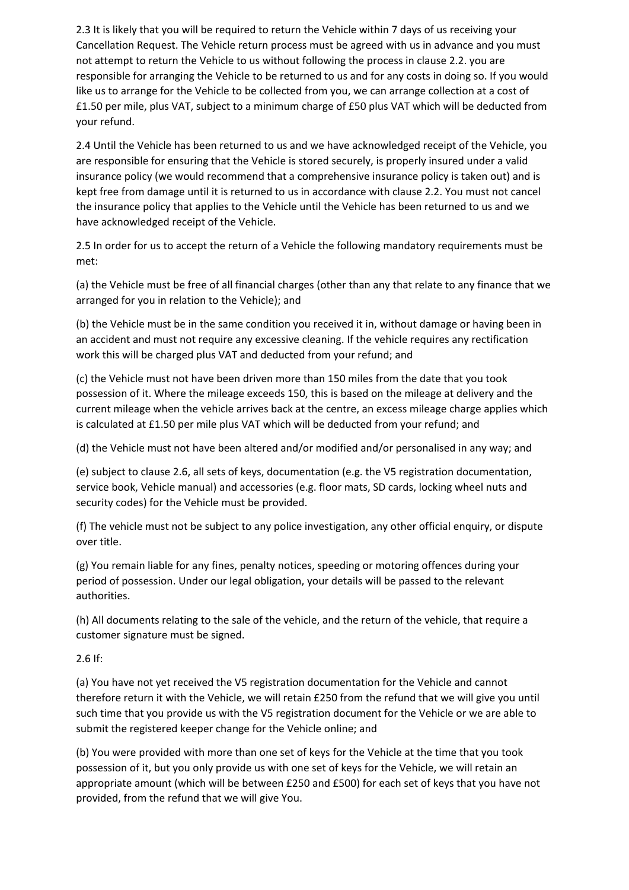2.3 It is likely that you will be required to return the Vehicle within 7 days of us receiving your Cancellation Request. The Vehicle return process must be agreed with us in advance and you must not attempt to return the Vehicle to us without following the process in clause 2.2. you are responsible for arranging the Vehicle to be returned to us and for any costs in doing so. If you would like us to arrange for the Vehicle to be collected from you, we can arrange collection at a cost of £1.50 per mile, plus VAT, subject to a minimum charge of £50 plus VAT which will be deducted from your refund.

2.4 Until the Vehicle has been returned to us and we have acknowledged receipt of the Vehicle, you are responsible for ensuring that the Vehicle is stored securely, is properly insured under a valid insurance policy (we would recommend that a comprehensive insurance policy is taken out) and is kept free from damage until it is returned to us in accordance with clause 2.2. You must not cancel the insurance policy that applies to the Vehicle until the Vehicle has been returned to us and we have acknowledged receipt of the Vehicle.

2.5 In order for us to accept the return of a Vehicle the following mandatory requirements must be met:

(a) the Vehicle must be free of all financial charges (other than any that relate to any finance that we arranged for you in relation to the Vehicle); and

(b) the Vehicle must be in the same condition you received it in, without damage or having been in an accident and must not require any excessive cleaning. If the vehicle requires any rectification work this will be charged plus VAT and deducted from your refund; and

(c) the Vehicle must not have been driven more than 150 miles from the date that you took possession of it. Where the mileage exceeds 150, this is based on the mileage at delivery and the current mileage when the vehicle arrives back at the centre, an excess mileage charge applies which is calculated at £1.50 per mile plus VAT which will be deducted from your refund; and

(d) the Vehicle must not have been altered and/or modified and/or personalised in any way; and

(e) subject to clause 2.6, all sets of keys, documentation (e.g. the V5 registration documentation, service book, Vehicle manual) and accessories (e.g. floor mats, SD cards, locking wheel nuts and security codes) for the Vehicle must be provided.

(f) The vehicle must not be subject to any police investigation, any other official enquiry, or dispute over title.

(g) You remain liable for any fines, penalty notices, speeding or motoring offences during your period of possession. Under our legal obligation, your details will be passed to the relevant authorities.

(h) All documents relating to the sale of the vehicle, and the return of the vehicle, that require a customer signature must be signed.

2.6 If:

(a) You have not yet received the V5 registration documentation for the Vehicle and cannot therefore return it with the Vehicle, we will retain £250 from the refund that we will give you until such time that you provide us with the V5 registration document for the Vehicle or we are able to submit the registered keeper change for the Vehicle online; and

(b) You were provided with more than one set of keys for the Vehicle at the time that you took possession of it, but you only provide us with one set of keys for the Vehicle, we will retain an appropriate amount (which will be between £250 and £500) for each set of keys that you have not provided, from the refund that we will give You.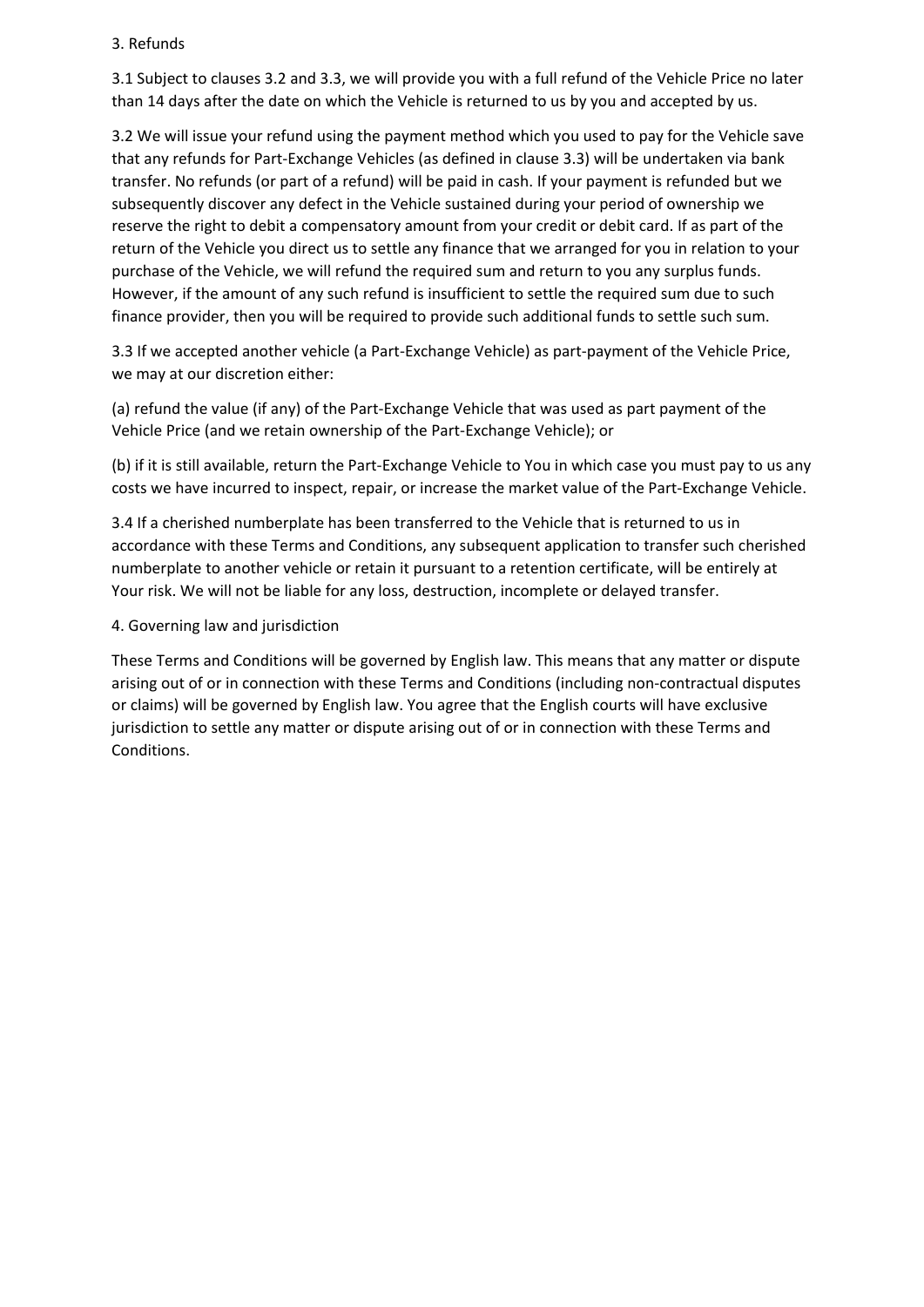## 3. Refunds

3.1 Subject to clauses 3.2 and 3.3, we will provide you with a full refund of the Vehicle Price no later than 14 days after the date on which the Vehicle is returned to us by you and accepted by us.

3.2 We will issue your refund using the payment method which you used to pay for the Vehicle save that any refunds for Part-Exchange Vehicles (as defined in clause 3.3) will be undertaken via bank transfer. No refunds (or part of a refund) will be paid in cash. If your payment is refunded but we subsequently discover any defect in the Vehicle sustained during your period of ownership we reserve the right to debit a compensatory amount from your credit or debit card. If as part of the return of the Vehicle you direct us to settle any finance that we arranged for you in relation to your purchase of the Vehicle, we will refund the required sum and return to you any surplus funds. However, if the amount of any such refund is insufficient to settle the required sum due to such finance provider, then you will be required to provide such additional funds to settle such sum.

3.3 If we accepted another vehicle (a Part-Exchange Vehicle) as part-payment of the Vehicle Price, we may at our discretion either:

(a) refund the value (if any) of the Part-Exchange Vehicle that was used as part payment of the Vehicle Price (and we retain ownership of the Part-Exchange Vehicle); or

(b) if it is still available, return the Part-Exchange Vehicle to You in which case you must pay to us any costs we have incurred to inspect, repair, or increase the market value of the Part-Exchange Vehicle.

3.4 If a cherished numberplate has been transferred to the Vehicle that is returned to us in accordance with these Terms and Conditions, any subsequent application to transfer such cherished numberplate to another vehicle or retain it pursuant to a retention certificate, will be entirely at Your risk. We will not be liable for any loss, destruction, incomplete or delayed transfer.

## 4. Governing law and jurisdiction

These Terms and Conditions will be governed by English law. This means that any matter or dispute arising out of or in connection with these Terms and Conditions (including non-contractual disputes or claims) will be governed by English law. You agree that the English courts will have exclusive jurisdiction to settle any matter or dispute arising out of or in connection with these Terms and Conditions.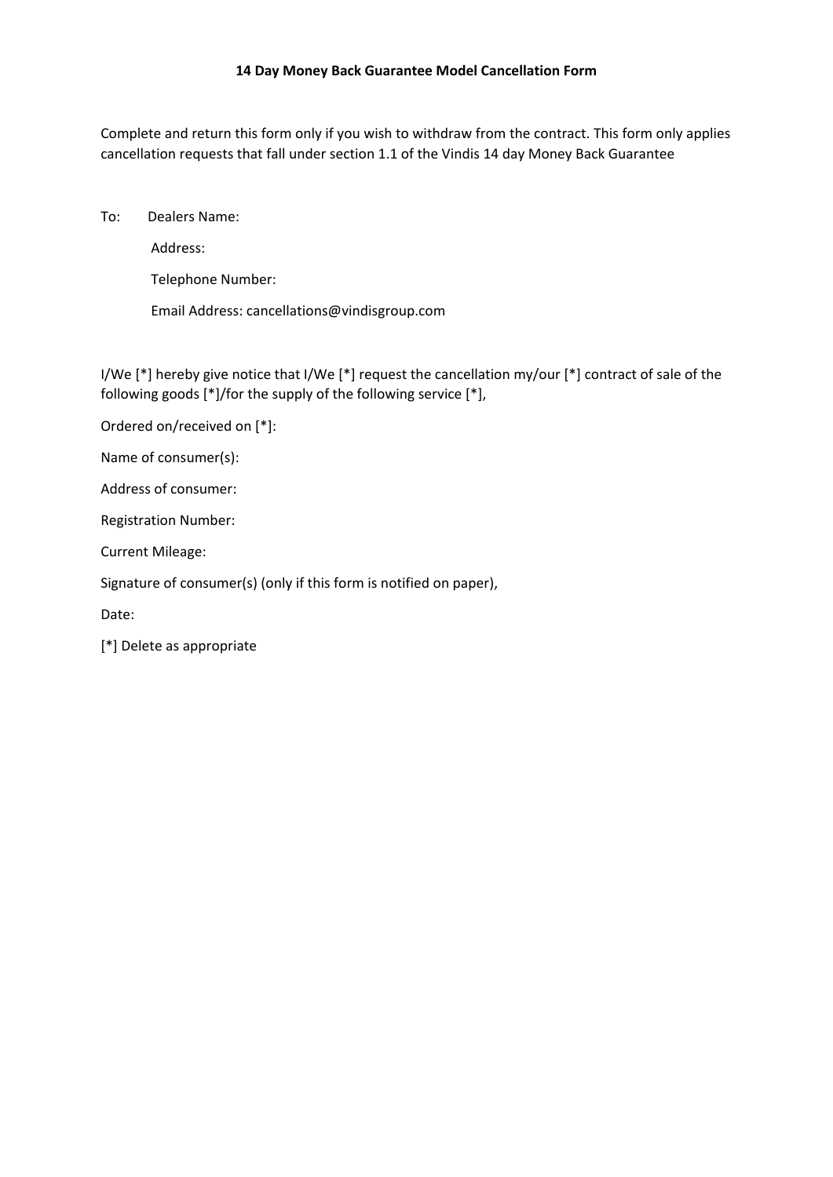**14 Day Money Back Guarantee Model Cancellation Form**

Complete and return this form only if you wish to withdraw from the contract. This form only applies cancellation requests that fall under section 1.1 of the Vindis 14 day Money Back Guarantee

To: Dealers Name:

Address:

Telephone Number:

Email Address: cancellations@vindisgroup.com

I/We [*] hereby give notice that I/We [*] request the cancellation my/our [*] contract of sale of the following goods [*]/for the supply of the following service [*],

Ordered on/received on [*]:

Name of consumer(s):

Address of consumer:

Registration Number:

Current Mileage:

Signature of consumer(s) (only if this form is notified on paper),

Date:

[*] Delete as appropriate